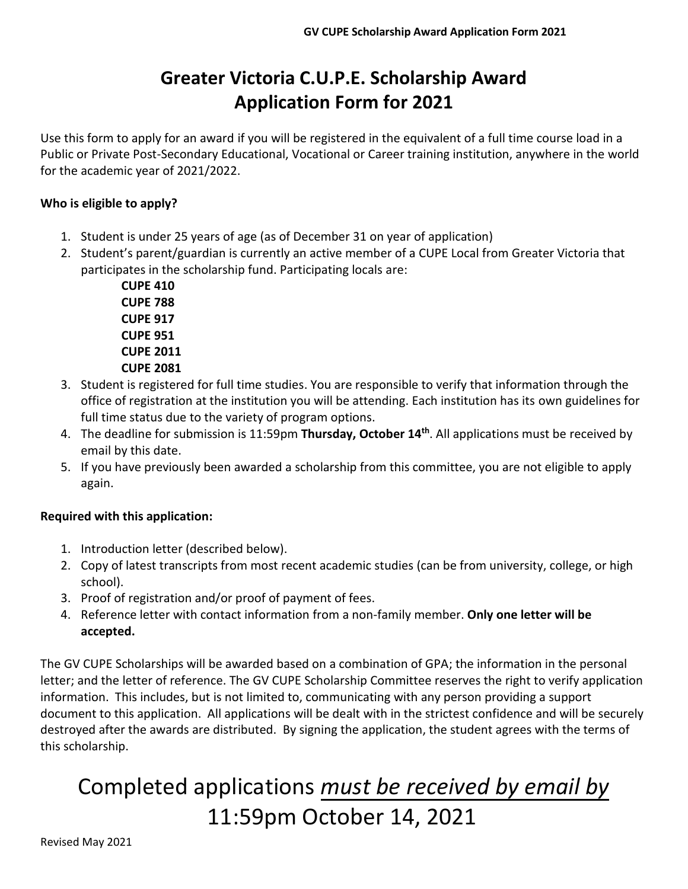# Greater Victoria C.U.P.E. Scholarship Award Application Form for 2021

Use this form to apply for an award if you will be registered in the equivalent of a full time course load in a Public or Private Post-Secondary Educational, Vocational or Career training institution, anywhere in the world for the academic year of 2021/2022.

**Who is eligible to apply?**

1. Student is under 25 years of age (as of December 31 on year of application)
2. Student's parent/guardian is currently an active member of a CUPE Local from Greater Victoria that participates in the scholarship fund. Participating locals are:
   - **CUPE 410**
   - **CUPE 788**
   - **CUPE 917**
   - **CUPE 951**
   - **CUPE 2011**
   - **CUPE 2081**
3. Student is registered for full time studies. You are responsible to verify that information through the office of registration at the institution you will be attending. Each institution has its own guidelines for full time status due to the variety of program options.
4. The deadline for submission is 11:59pm **Thursday, October 14th**. All applications must be received by email by this date.
5. If you have previously been awarded a scholarship from this committee, you are not eligible to apply again.

**Required with this application:**

1. Introduction letter (described below).
2. Copy of latest transcripts from most recent academic studies (can be from university, college, or high school).
3. Proof of registration and/or proof of payment of fees.
4. Reference letter with contact information from a non-family member. **Only one letter will be accepted.**

The GV CUPE Scholarships will be awarded based on a combination of GPA; the information in the personal letter; and the letter of reference. The GV CUPE Scholarship Committee reserves the right to verify application information. This includes, but is not limited to, communicating with any person providing a support document to this application. All applications will be dealt with in the strictest confidence and will be securely destroyed after the awards are distributed. By signing the application, the student agrees with the terms of this scholarship.

## Completed applications *<u>must be received by email by</u>* 11:59pm October 14, 2021

Revised May 2021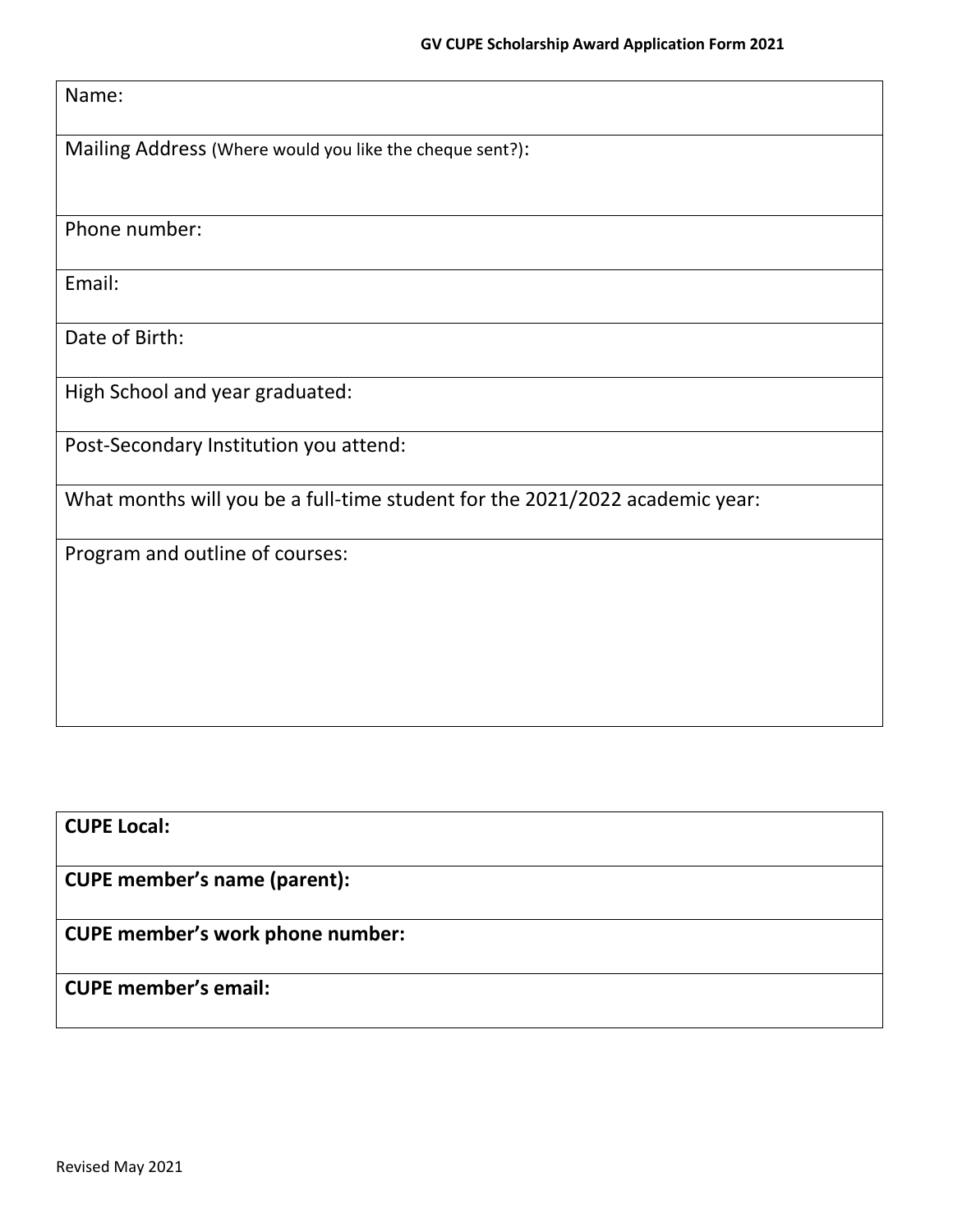**GV CUPE Scholarship Award Application Form 2021**

| Name: |
|---|
| Mailing Address (Where would you like the cheque sent?): |
| Phone number: |
| Email: |
| Date of Birth: |
| High School and year graduated: |
| Post-Secondary Institution you attend: |
| What months will you be a full-time student for the 2021/2022 academic year: |
| Program and outline of courses: |

| **CUPE Local:** |
|---|
| **CUPE member's name (parent):** |
| **CUPE member's work phone number:** |
| **CUPE member's email:** |

Revised May 2021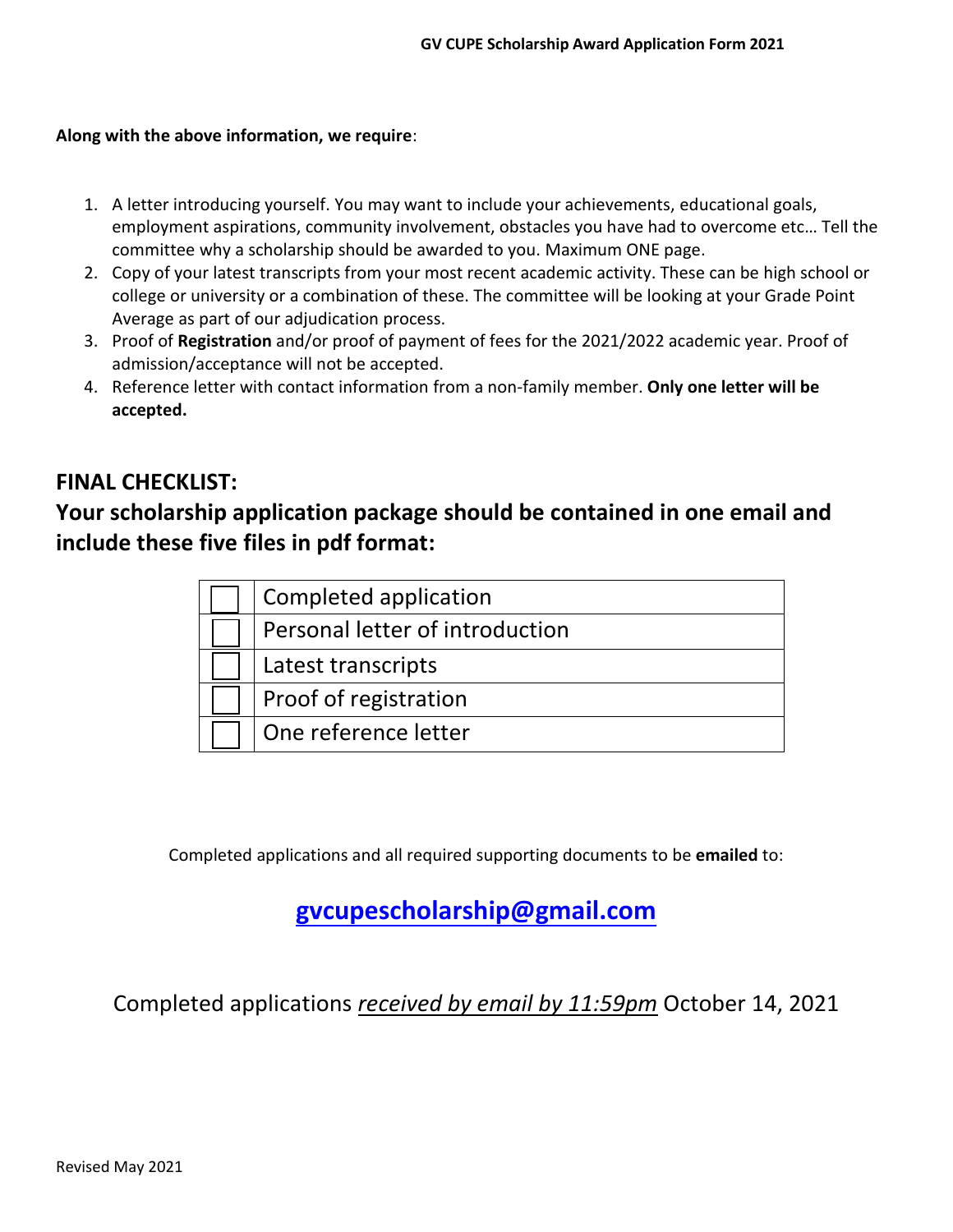**Along with the above information, we require**:

1. A letter introducing yourself. You may want to include your achievements, educational goals, employment aspirations, community involvement, obstacles you have had to overcome etc… Tell the committee why a scholarship should be awarded to you. Maximum ONE page.
2. Copy of your latest transcripts from your most recent academic activity. These can be high school or college or university or a combination of these. The committee will be looking at your Grade Point Average as part of our adjudication process.
3. Proof of **Registration** and/or proof of payment of fees for the 2021/2022 academic year. Proof of admission/acceptance will not be accepted.
4. Reference letter with contact information from a non-family member. **Only one letter will be accepted.**

## FINAL CHECKLIST:

## Your scholarship application package should be contained in one email and include these five files in pdf format:

| | |
|---|---|
| ☐ | Completed application |
| ☐ | Personal letter of introduction |
| ☐ | Latest transcripts |
| ☐ | Proof of registration |
| ☐ | One reference letter |

Completed applications and all required supporting documents to be **emailed** to:

**gvcupescholarship@gmail.com**

Completed applications *received by email by 11:59pm* October 14, 2021

Revised May 2021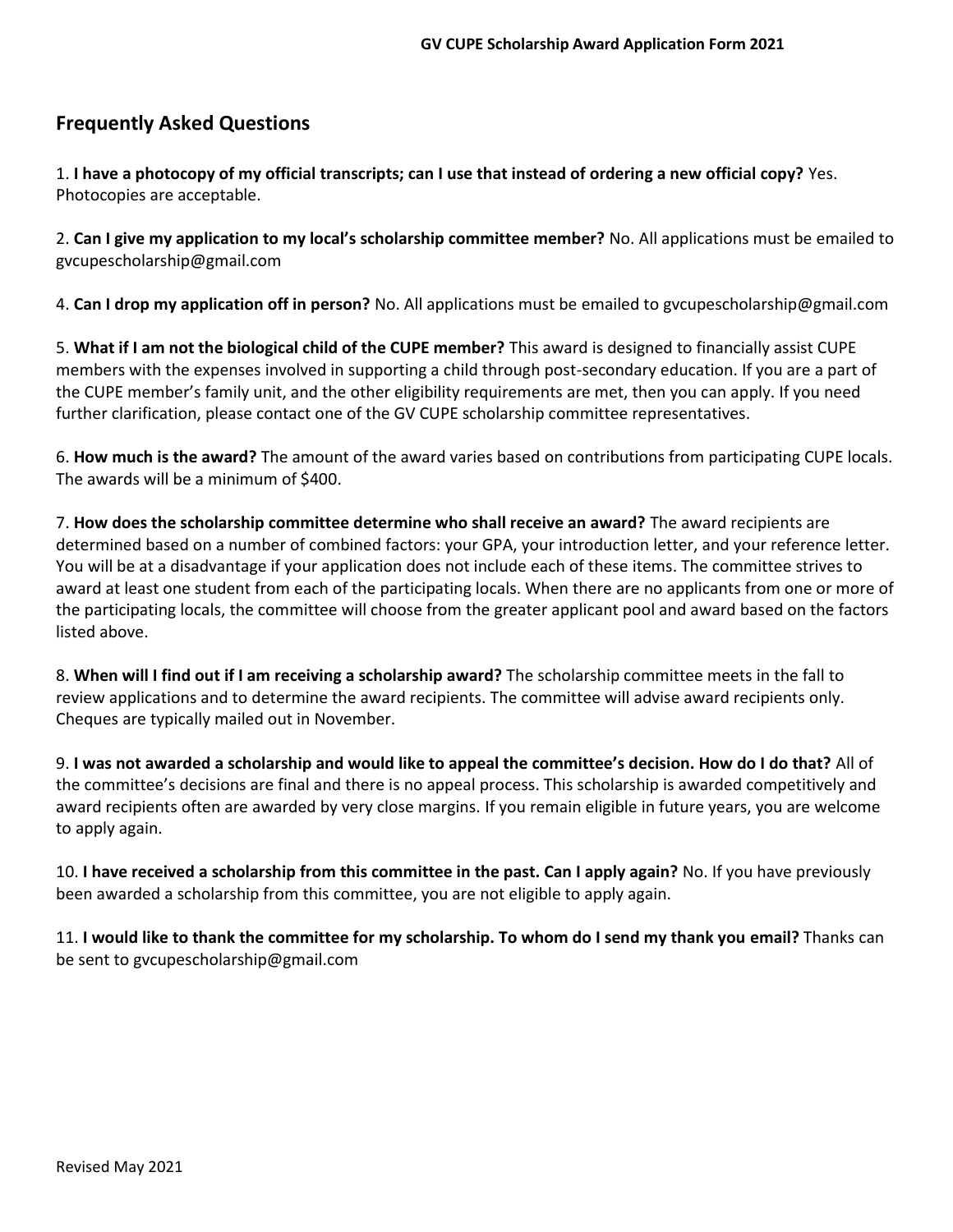## Frequently Asked Questions

1. **I have a photocopy of my official transcripts; can I use that instead of ordering a new official copy?** Yes. Photocopies are acceptable.

2. **Can I give my application to my local's scholarship committee member?** No. All applications must be emailed to gvcupescholarship@gmail.com

4. **Can I drop my application off in person?** No. All applications must be emailed to gvcupescholarship@gmail.com

5. **What if I am not the biological child of the CUPE member?** This award is designed to financially assist CUPE members with the expenses involved in supporting a child through post-secondary education. If you are a part of the CUPE member's family unit, and the other eligibility requirements are met, then you can apply. If you need further clarification, please contact one of the GV CUPE scholarship committee representatives.

6. **How much is the award?** The amount of the award varies based on contributions from participating CUPE locals. The awards will be a minimum of $400.

7. **How does the scholarship committee determine who shall receive an award?** The award recipients are determined based on a number of combined factors: your GPA, your introduction letter, and your reference letter. You will be at a disadvantage if your application does not include each of these items. The committee strives to award at least one student from each of the participating locals. When there are no applicants from one or more of the participating locals, the committee will choose from the greater applicant pool and award based on the factors listed above.

8. **When will I find out if I am receiving a scholarship award?** The scholarship committee meets in the fall to review applications and to determine the award recipients. The committee will advise award recipients only. Cheques are typically mailed out in November.

9. **I was not awarded a scholarship and would like to appeal the committee's decision. How do I do that?** All of the committee's decisions are final and there is no appeal process. This scholarship is awarded competitively and award recipients often are awarded by very close margins. If you remain eligible in future years, you are welcome to apply again.

10. **I have received a scholarship from this committee in the past. Can I apply again?** No. If you have previously been awarded a scholarship from this committee, you are not eligible to apply again.

11. **I would like to thank the committee for my scholarship. To whom do I send my thank you email?** Thanks can be sent to gvcupescholarship@gmail.com

Revised May 2021